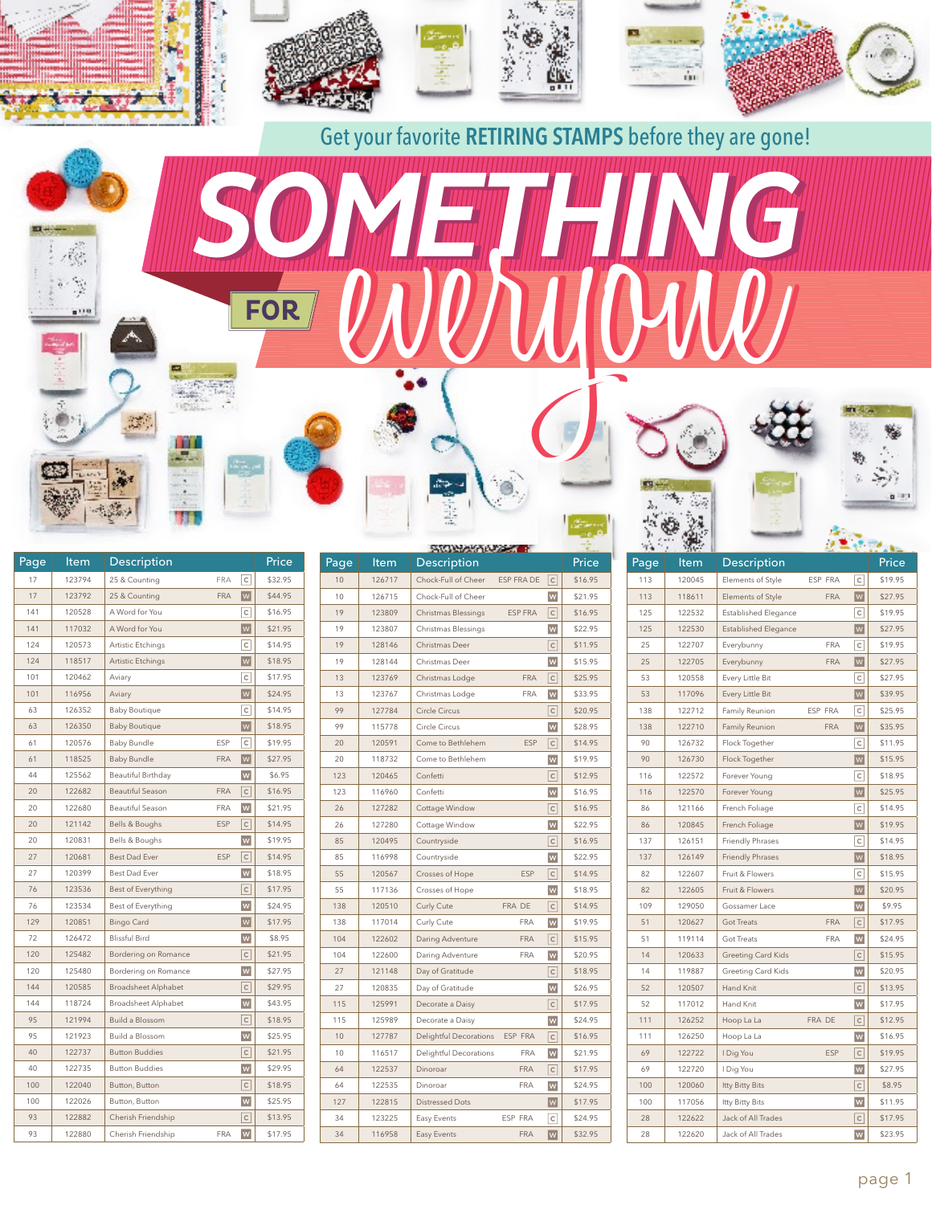Get your favorite **RETIRING STAMPS** before they are gone!

# SOMETHING FOR everyone

| Page | Item | Description | | | Price |
|---|---|---|---|---|---|
| 17 | 123794 | 25 & Counting | FRA | C | $32.95 |
| 17 | 123792 | 25 & Counting | FRA | W | $44.95 |
| 141 | 120528 | A Word for You | | C | $16.95 |
| 141 | 117032 | A Word for You | | W | $21.95 |
| 124 | 120573 | Artistic Etchings | | C | $14.95 |
| 124 | 118517 | Artistic Etchings | | W | $18.95 |
| 101 | 120462 | Aviary | | C | $17.95 |
| 101 | 116956 | Aviary | | W | $24.95 |
| 63 | 126352 | Baby Boutique | | C | $14.95 |
| 63 | 126350 | Baby Boutique | | W | $18.95 |
| 61 | 120576 | Baby Bundle | ESP | C | $19.95 |
| 61 | 118525 | Baby Bundle | FRA | W | $27.95 |
| 44 | 125562 | Beautiful Birthday | | W | $6.95 |
| 20 | 122682 | Beautiful Season | FRA | C | $16.95 |
| 20 | 122680 | Beautiful Season | FRA | W | $21.95 |
| 20 | 121142 | Bells & Boughs | ESP | C | $14.95 |
| 20 | 120831 | Bells & Boughs | | W | $19.95 |
| 27 | 120681 | Best Dad Ever | ESP | C | $14.95 |
| 27 | 120399 | Best Dad Ever | | W | $18.95 |
| 76 | 123536 | Best of Everything | | C | $17.95 |
| 76 | 123534 | Best of Everything | | W | $24.95 |
| 129 | 120851 | Bingo Card | | W | $17.95 |
| 72 | 126472 | Blissful Bird | | W | $8.95 |
| 120 | 125482 | Bordering on Romance | | C | $21.95 |
| 120 | 125480 | Bordering on Romance | | W | $27.95 |
| 144 | 120585 | Broadsheet Alphabet | | C | $29.95 |
| 144 | 118724 | Broadsheet Alphabet | | W | $43.95 |
| 95 | 121994 | Build a Blossom | | C | $18.95 |
| 95 | 121923 | Build a Blossom | | W | $25.95 |
| 40 | 122737 | Button Buddies | | C | $21.95 |
| 40 | 122735 | Button Buddies | | W | $29.95 |
| 100 | 122040 | Button, Button | | C | $18.95 |
| 100 | 122026 | Button, Button | | W | $25.95 |
| 93 | 122882 | Cherish Friendship | | C | $13.95 |
| 93 | 122880 | Cherish Friendship | FRA | W | $17.95 |
| 10 | 126717 | Chock-Full of Cheer | ESP FRA DE | C | $16.95 |
| 10 | 126715 | Chock-Full of Cheer | | W | $21.95 |
| 19 | 123809 | Christmas Blessings | ESP FRA | C | $16.95 |
| 19 | 123807 | Christmas Blessings | | W | $22.95 |
| 19 | 128146 | Christmas Deer | | C | $11.95 |
| 19 | 128144 | Christmas Deer | | W | $15.95 |
| 13 | 123769 | Christmas Lodge | FRA | C | $25.95 |
| 13 | 123767 | Christmas Lodge | FRA | W | $33.95 |
| 99 | 127784 | Circle Circus | | C | $20.95 |
| 99 | 115778 | Circle Circus | | W | $28.95 |
| 20 | 120591 | Come to Bethlehem | ESP | C | $14.95 |
| 20 | 118732 | Come to Bethlehem | | W | $19.95 |
| 123 | 120465 | Confetti | | C | $12.95 |
| 123 | 116960 | Confetti | | W | $16.95 |
| 26 | 127282 | Cottage Window | | C | $16.95 |
| 26 | 127280 | Cottage Window | | W | $22.95 |
| 85 | 120495 | Countryside | | C | $16.95 |
| 85 | 116998 | Countryside | | W | $22.95 |
| 55 | 120567 | Crosses of Hope | ESP | C | $14.95 |
| 55 | 117136 | Crosses of Hope | | W | $18.95 |
| 138 | 120510 | Curly Cute | FRA DE | C | $14.95 |
| 138 | 117014 | Curly Cute | FRA | W | $19.95 |
| 104 | 122602 | Daring Adventure | FRA | C | $15.95 |
| 104 | 122600 | Daring Adventure | FRA | W | $20.95 |
| 27 | 121148 | Day of Gratitude | | C | $18.95 |
| 27 | 120835 | Day of Gratitude | | W | $26.95 |
| 115 | 125991 | Decorate a Daisy | | C | $17.95 |
| 115 | 125989 | Decorate a Daisy | | W | $24.95 |
| 10 | 127787 | Delightful Decorations | ESP FRA | C | $16.95 |
| 10 | 116517 | Delightful Decorations | FRA | W | $21.95 |
| 64 | 122537 | Dinoroar | FRA | C | $17.95 |
| 64 | 122535 | Dinoroar | FRA | W | $24.95 |
| 127 | 122815 | Distressed Dots | | W | $17.95 |
| 34 | 123225 | Easy Events | ESP FRA | C | $24.95 |
| 34 | 116958 | Easy Events | FRA | W | $32.95 |
| 113 | 120045 | Elements of Style | ESP FRA | C | $19.95 |
| 113 | 118611 | Elements of Style | FRA | W | $27.95 |
| 125 | 122532 | Established Elegance | | C | $19.95 |
| 125 | 122530 | Established Elegance | | W | $27.95 |
| 25 | 122707 | Everybunny | FRA | C | $19.95 |
| 25 | 122705 | Everybunny | FRA | W | $27.95 |
| 53 | 120558 | Every Little Bit | | C | $27.95 |
| 53 | 117096 | Every Little Bit | | W | $39.95 |
| 138 | 122712 | Family Reunion | ESP FRA | C | $25.95 |
| 138 | 122710 | Family Reunion | FRA | W | $35.95 |
| 90 | 126732 | Flock Together | | C | $11.95 |
| 90 | 126730 | Flock Together | | W | $15.95 |
| 116 | 122572 | Forever Young | | C | $18.95 |
| 116 | 122570 | Forever Young | | W | $25.95 |
| 86 | 121166 | French Foliage | | C | $14.95 |
| 86 | 120845 | French Foliage | | W | $19.95 |
| 137 | 126151 | Friendly Phrases | | C | $14.95 |
| 137 | 126149 | Friendly Phrases | | W | $18.95 |
| 82 | 122607 | Fruit & Flowers | | C | $15.95 |
| 82 | 122605 | Fruit & Flowers | | W | $20.95 |
| 109 | 129050 | Gossamer Lace | | W | $9.95 |
| 51 | 120627 | Got Treats | FRA | C | $17.95 |
| 51 | 119114 | Got Treats | FRA | W | $24.95 |
| 14 | 120633 | Greeting Card Kids | | C | $15.95 |
| 14 | 119887 | Greeting Card Kids | | W | $20.95 |
| 52 | 120507 | Hand Knit | | C | $13.95 |
| 52 | 117012 | Hand Knit | | W | $17.95 |
| 111 | 126252 | Hoop La La | FRA DE | C | $12.95 |
| 111 | 126250 | Hoop La La | | W | $16.95 |
| 69 | 122722 | I Dig You | ESP | C | $19.95 |
| 69 | 122720 | I Dig You | | W | $27.95 |
| 100 | 120060 | Itty Bitty Bits | | C | $8.95 |
| 100 | 117056 | Itty Bitty Bits | | W | $11.95 |
| 28 | 122622 | Jack of All Trades | | C | $17.95 |
| 28 | 122620 | Jack of All Trades | | W | $23.95 |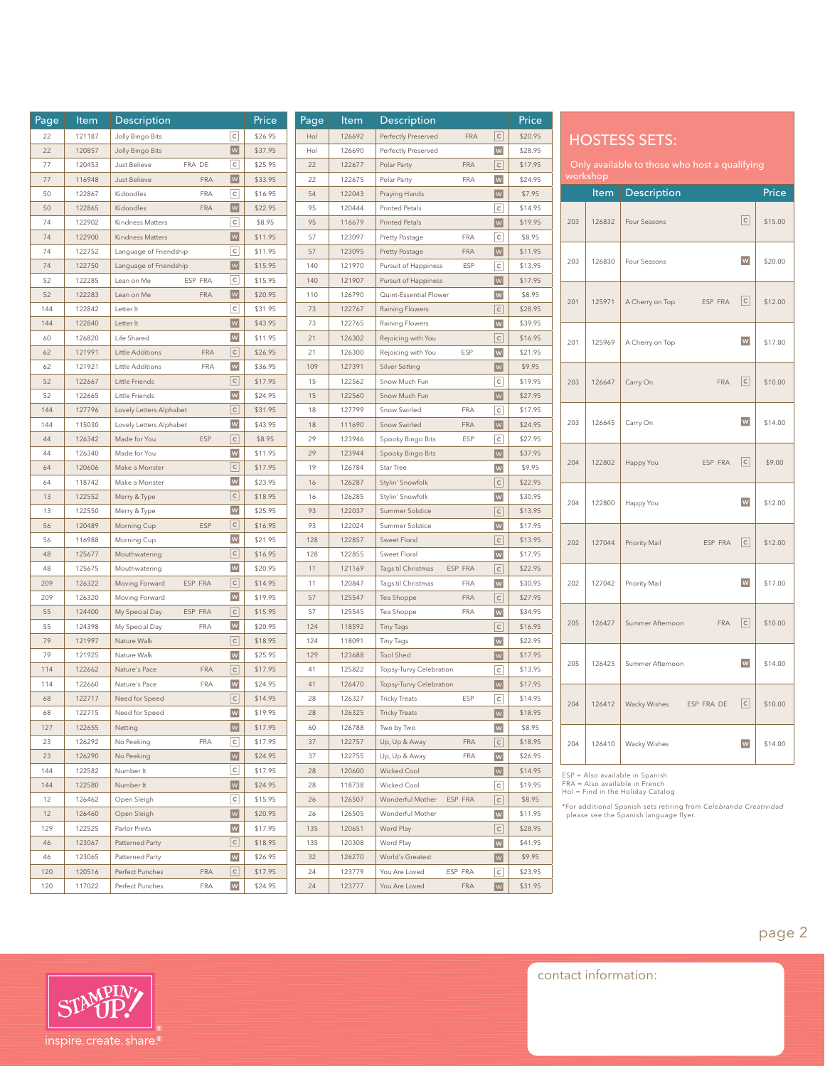| Page | Item | Description | | | Price |
|---|---|---|---|---|---|
| 22 | 121187 | Jolly Bingo Bits | | C | $26.95 |
| 22 | 120857 | Jolly Bingo Bits | | W | $37.95 |
| 77 | 120453 | Just Believe | FRA DE | C | $25.95 |
| 77 | 116948 | Just Believe | FRA | W | $33.95 |
| 50 | 122867 | Kidoodles | FRA | C | $16.95 |
| 50 | 122865 | Kidoodles | FRA | W | $22.95 |
| 74 | 122902 | Kindness Matters | | C | $8.95 |
| 74 | 122900 | Kindness Matters | | W | $11.95 |
| 74 | 122752 | Language of Friendship | | C | $11.95 |
| 74 | 122750 | Language of Friendship | | W | $15.95 |
| 52 | 122285 | Lean on Me | ESP FRA | C | $15.95 |
| 52 | 122283 | Lean on Me | FRA | W | $20.95 |
| 144 | 122842 | Letter It | | C | $31.95 |
| 144 | 122840 | Letter It | | W | $43.95 |
| 60 | 126820 | Life Shared | | W | $11.95 |
| 62 | 121991 | Little Additions | FRA | C | $26.95 |
| 62 | 121921 | Little Additions | FRA | W | $36.95 |
| 52 | 122667 | Little Friends | | C | $17.95 |
| 52 | 122665 | Little Friends | | W | $24.95 |
| 144 | 127796 | Lovely Letters Alphabet | | C | $31.95 |
| 144 | 115030 | Lovely Letters Alphabet | | W | $43.95 |
| 44 | 126342 | Made for You | ESP | C | $8.95 |
| 44 | 126340 | Made for You | | W | $11.95 |
| 64 | 120606 | Make a Monster | | C | $17.95 |
| 64 | 118742 | Make a Monster | | W | $23.95 |
| 13 | 122552 | Merry & Type | | C | $18.95 |
| 13 | 122550 | Merry & Type | | W | $25.95 |
| 56 | 120489 | Morning Cup | ESP | C | $16.95 |
| 56 | 116988 | Morning Cup | | W | $21.95 |
| 48 | 125677 | Mouthwatering | | C | $16.95 |
| 48 | 125675 | Mouthwatering | | W | $20.95 |
| 209 | 126322 | Moving Forward | ESP FRA | C | $14.95 |
| 209 | 126320 | Moving Forward | | W | $19.95 |
| 55 | 124400 | My Special Day | ESP FRA | C | $15.95 |
| 55 | 124398 | My Special Day | FRA | W | $20.95 |
| 79 | 121997 | Nature Walk | | C | $18.95 |
| 79 | 121925 | Nature Walk | | W | $25.95 |
| 114 | 122662 | Nature's Pace | FRA | C | $17.95 |
| 114 | 122660 | Nature's Pace | FRA | W | $24.95 |
| 68 | 122717 | Need for Speed | | C | $14.95 |
| 68 | 122715 | Need for Speed | | W | $19.95 |
| 127 | 122655 | Netting | | W | $17.95 |
| 23 | 126292 | No Peeking | FRA | C | $17.95 |
| 23 | 126290 | No Peeking | | W | $24.95 |
| 144 | 122582 | Number It | | C | $17.95 |
| 144 | 122580 | Number It | | W | $24.95 |
| 12 | 126462 | Open Sleigh | | C | $15.95 |
| 12 | 126460 | Open Sleigh | | W | $20.95 |
| 129 | 122525 | Parlor Prints | | W | $17.95 |
| 46 | 123067 | Patterned Party | | C | $18.95 |
| 46 | 123065 | Patterned Party | | W | $26.95 |
| 120 | 120516 | Perfect Punches | FRA | C | $17.95 |
| 120 | 117022 | Perfect Punches | FRA | W | $24.95 |

| Page | Item | Description | | | Price |
|---|---|---|---|---|---|
| Hol | 126692 | Perfectly Preserved | FRA | C | $20.95 |
| Hol | 126690 | Perfectly Preserved | | W | $28.95 |
| 22 | 122677 | Polar Party | FRA | C | $17.95 |
| 22 | 122675 | Polar Party | FRA | W | $24.95 |
| 54 | 122043 | Praying Hands | | W | $7.95 |
| 95 | 120444 | Printed Petals | | C | $14.95 |
| 95 | 116679 | Printed Petals | | W | $19.95 |
| 57 | 123097 | Pretty Postage | FRA | C | $8.95 |
| 57 | 123095 | Pretty Postage | FRA | W | $11.95 |
| 140 | 121970 | Pursuit of Happiness | ESP | C | $13.95 |
| 140 | 121907 | Pursuit of Happiness | | W | $17.95 |
| 110 | 126790 | Quint-Essential Flower | | W | $8.95 |
| 73 | 122767 | Raining Flowers | | C | $28.95 |
| 73 | 122765 | Raining Flowers | | W | $39.95 |
| 21 | 126302 | Rejoicing with You | | C | $16.95 |
| 21 | 126300 | Rejoicing with You | ESP | W | $21.95 |
| 109 | 127391 | Silver Setting | | W | $9.95 |
| 15 | 122562 | Snow Much Fun | | C | $19.95 |
| 15 | 122560 | Snow Much Fun | | W | $27.95 |
| 18 | 127799 | Snow Swirled | FRA | C | $17.95 |
| 18 | 111690 | Snow Swirled | FRA | W | $24.95 |
| 29 | 123946 | Spooky Bingo Bits | ESP | C | $27.95 |
| 29 | 123944 | Spooky Bingo Bits | | W | $37.95 |
| 19 | 126784 | Star Tree | | W | $9.95 |
| 16 | 126287 | Stylin' Snowfolk | | C | $22.95 |
| 16 | 126285 | Stylin' Snowfolk | | W | $30.95 |
| 93 | 122037 | Summer Solstice | | C | $13.95 |
| 93 | 122024 | Summer Solstice | | W | $17.95 |
| 128 | 122857 | Sweet Floral | | C | $13.95 |
| 128 | 122855 | Sweet Floral | | W | $17.95 |
| 11 | 121169 | Tags til Christmas | ESP FRA | C | $22.95 |
| 11 | 120847 | Tags til Christmas | FRA | W | $30.95 |
| 57 | 125547 | Tea Shoppe | FRA | C | $27.95 |
| 57 | 125545 | Tea Shoppe | FRA | W | $34.95 |
| 124 | 118592 | Tiny Tags | | C | $16.95 |
| 124 | 118091 | Tiny Tags | | W | $22.95 |
| 129 | 123688 | Tool Shed | | W | $17.95 |
| 41 | 125822 | Topsy-Turvy Celebration | | C | $13.95 |
| 41 | 126470 | Topsy-Turvy Celebration | | W | $17.95 |
| 28 | 126327 | Tricky Treats | ESP | C | $14.95 |
| 28 | 126325 | Tricky Treats | | W | $18.95 |
| 60 | 126788 | Two by Two | | W | $8.95 |
| 37 | 122757 | Up, Up & Away | FRA | C | $18.95 |
| 37 | 122755 | Up, Up & Away | FRA | W | $26.95 |
| 28 | 120600 | Wicked Cool | | W | $14.95 |
| 28 | 118738 | Wicked Cool | | C | $19.95 |
| 26 | 126507 | Wonderful Mother | ESP FRA | C | $8.95 |
| 26 | 126505 | Wonderful Mother | | W | $11.95 |
| 135 | 120651 | Word Play | | C | $28.95 |
| 135 | 120308 | Word Play | | W | $41.95 |
| 32 | 126270 | World's Greatest | | W | $9.95 |
| 24 | 123779 | You Are Loved | ESP FRA | C | $23.95 |
| 24 | 123777 | You Are Loved | FRA | W | $31.95 |

## HOSTESS SETS:

Only available to those who host a qualifying workshop

| | Item | Description | | | Price |
|---|---|---|---|---|---|
| 203 | 126832 | Four Seasons | | C | $15.00 |
| 203 | 126830 | Four Seasons | | W | $20.00 |
| 201 | 125971 | A Cherry on Top | ESP FRA | C | $12.00 |
| 201 | 125969 | A Cherry on Top | | W | $17.00 |
| 203 | 126647 | Carry On | FRA | C | $10.00 |
| 203 | 126645 | Carry On | | W | $14.00 |
| 204 | 122802 | Happy You | ESP FRA | C | $9.00 |
| 204 | 122800 | Happy You | | W | $12.00 |
| 202 | 127044 | Priority Mail | ESP FRA | C | $12.00 |
| 202 | 127042 | Priority Mail | | W | $17.00 |
| 205 | 126427 | Summer Afternoon | FRA | C | $10.00 |
| 205 | 126425 | Summer Afternoon | | W | $14.00 |
| 204 | 126412 | Wacky Wishes | ESP FRA DE | C | $10.00 |
| 204 | 126410 | Wacky Wishes | | W | $14.00 |

ESP = Also available in Spanish
FRA = Also available in French
Hol = Find in the Holiday Catalog

*For additional Spanish sets retiring from *Celebrando Creatividad* please see the Spanish language flyer.

contact information:

STAMPIN' UP!®
inspire. create. share.®